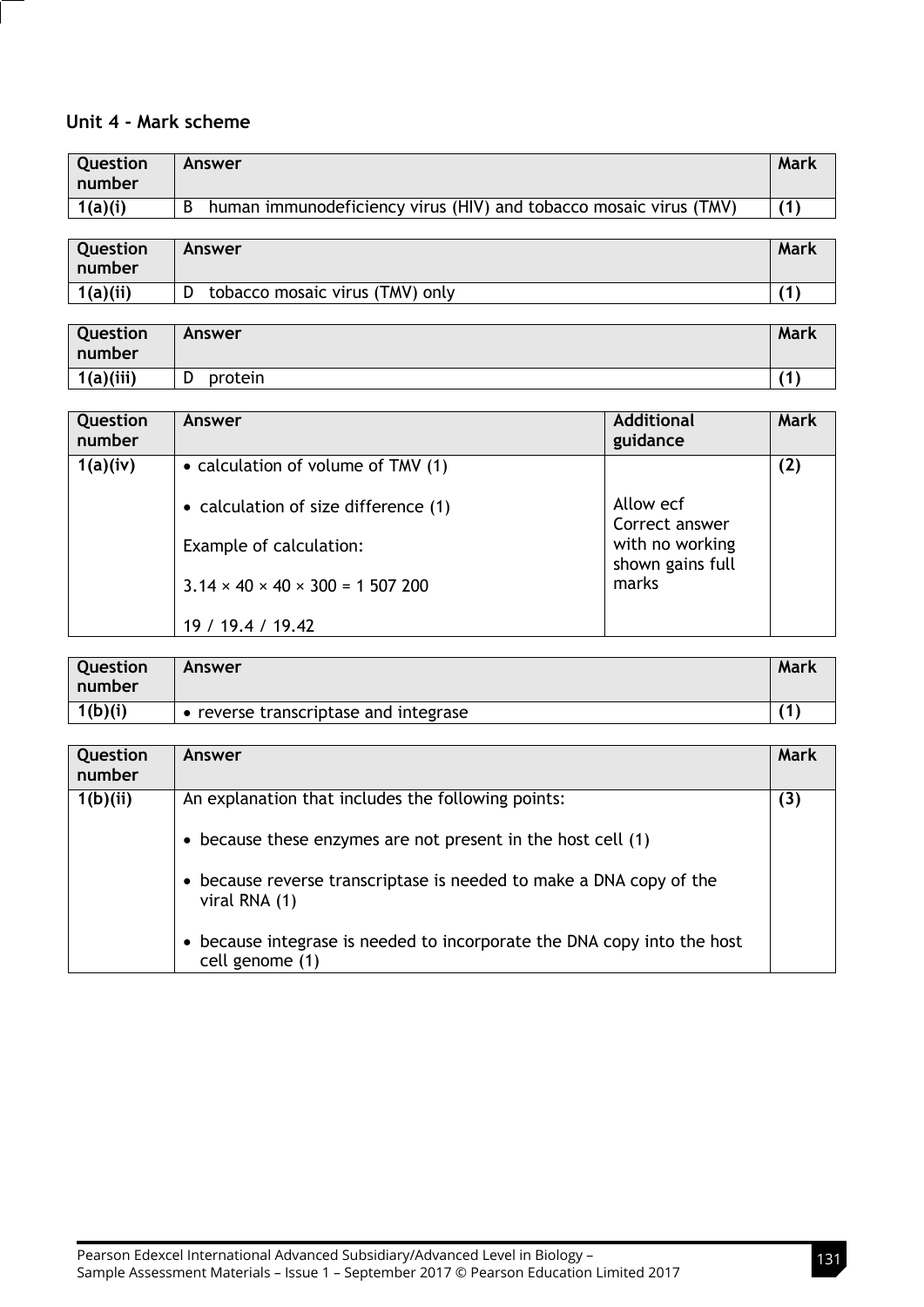## Unit 4 - Mark scheme

| Question number | Answer | Mark |
|---|---|---|
| 1(a)(i) | B human immunodeficiency virus (HIV) and tobacco mosaic virus (TMV) | (1) |

| Question number | Answer | Mark |
|---|---|---|
| 1(a)(ii) | D tobacco mosaic virus (TMV) only | (1) |

| Question number | Answer | Mark |
|---|---|---|
| 1(a)(iii) | D protein | (1) |

| Question number | Answer | Additional guidance | Mark |
|---|---|---|---|
| 1(a)(iv) | • calculation of volume of TMV (1)<br><br>• calculation of size difference (1)<br><br>Example of calculation:<br><br>3.14 × 40 × 40 × 300 = 1 507 200<br><br>19 / 19.4 / 19.42 | Allow ecf<br>Correct answer with no working shown gains full marks | (2) |

| Question number | Answer | Mark |
|---|---|---|
| 1(b)(i) | • reverse transcriptase and integrase | (1) |

| Question number | Answer | Mark |
|---|---|---|
| 1(b)(ii) | An explanation that includes the following points:<br><br>• because these enzymes are not present in the host cell (1)<br><br>• because reverse transcriptase is needed to make a DNA copy of the viral RNA (1)<br><br>• because integrase is needed to incorporate the DNA copy into the host cell genome (1) | (3) |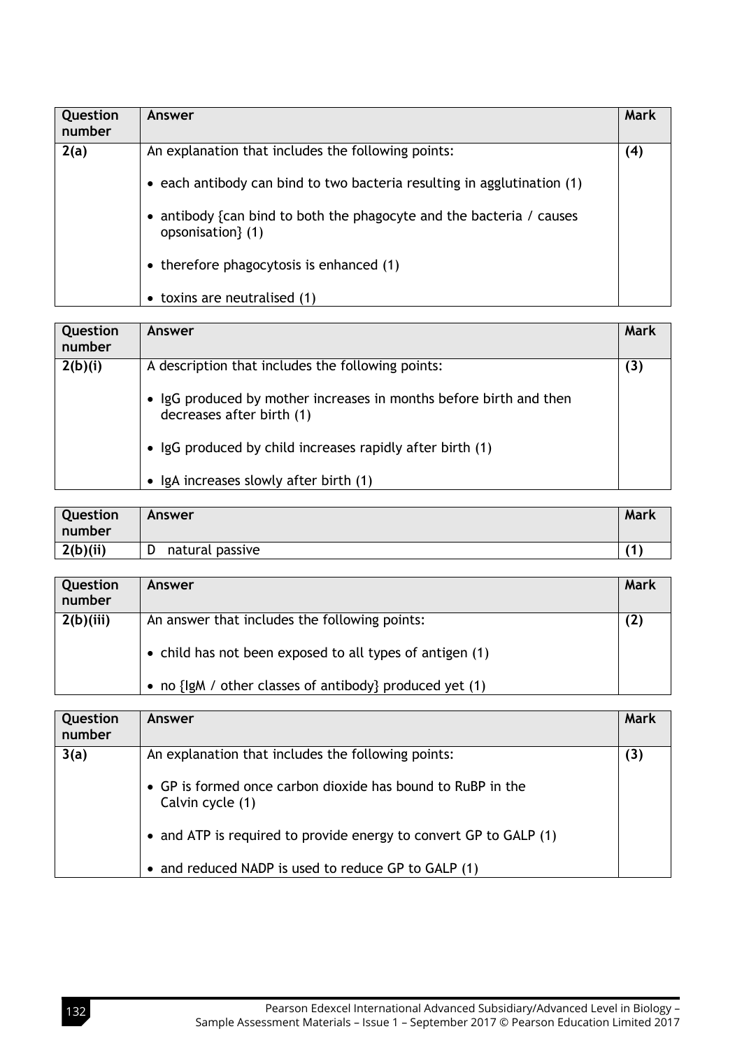| Question number | Answer | Mark |
|---|---|---|
| 2(a) | An explanation that includes the following points:<br><br>• each antibody can bind to two bacteria resulting in agglutination (1)<br><br>• antibody {can bind to both the phagocyte and the bacteria / causes opsonisation} (1)<br><br>• therefore phagocytosis is enhanced (1)<br><br>• toxins are neutralised (1) | (4) |

| Question number | Answer | Mark |
|---|---|---|
| 2(b)(i) | A description that includes the following points:<br><br>• IgG produced by mother increases in months before birth and then decreases after birth (1)<br><br>• IgG produced by child increases rapidly after birth (1)<br><br>• IgA increases slowly after birth (1) | (3) |

| Question number | Answer | Mark |
|---|---|---|
| 2(b)(ii) | D natural passive | (1) |

| Question number | Answer | Mark |
|---|---|---|
| 2(b)(iii) | An answer that includes the following points:<br><br>• child has not been exposed to all types of antigen (1)<br><br>• no {IgM / other classes of antibody} produced yet (1) | (2) |

| Question number | Answer | Mark |
|---|---|---|
| 3(a) | An explanation that includes the following points:<br><br>• GP is formed once carbon dioxide has bound to RuBP in the Calvin cycle (1)<br><br>• and ATP is required to provide energy to convert GP to GALP (1)<br><br>• and reduced NADP is used to reduce GP to GALP (1) | (3) |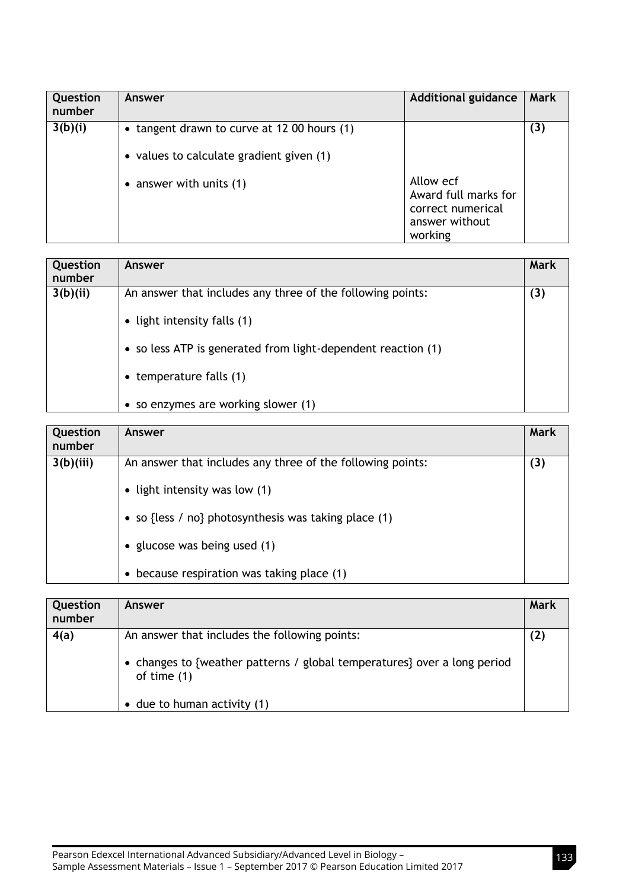| Question number | Answer | Additional guidance | Mark |
| --- | --- | --- | --- |
| 3(b)(i) | • tangent drawn to curve at 12 00 hours (1)<br><br>• values to calculate gradient given (1)<br><br>• answer with units (1) | <br><br><br><br>Allow ecf<br>Award full marks for correct numerical answer without working | (3) |

| Question number | Answer | Mark |
| --- | --- | --- |
| 3(b)(ii) | An answer that includes any three of the following points:<br><br>• light intensity falls (1)<br><br>• so less ATP is generated from light-dependent reaction (1)<br><br>• temperature falls (1)<br><br>• so enzymes are working slower (1) | (3) |

| Question number | Answer | Mark |
| --- | --- | --- |
| 3(b)(iii) | An answer that includes any three of the following points:<br><br>• light intensity was low (1)<br><br>• so {less / no} photosynthesis was taking place (1)<br><br>• glucose was being used (1)<br><br>• because respiration was taking place (1) | (3) |

| Question number | Answer | Mark |
| --- | --- | --- |
| 4(a) | An answer that includes the following points:<br><br>• changes to {weather patterns / global temperatures} over a long period of time (1)<br><br>• due to human activity (1) | (2) |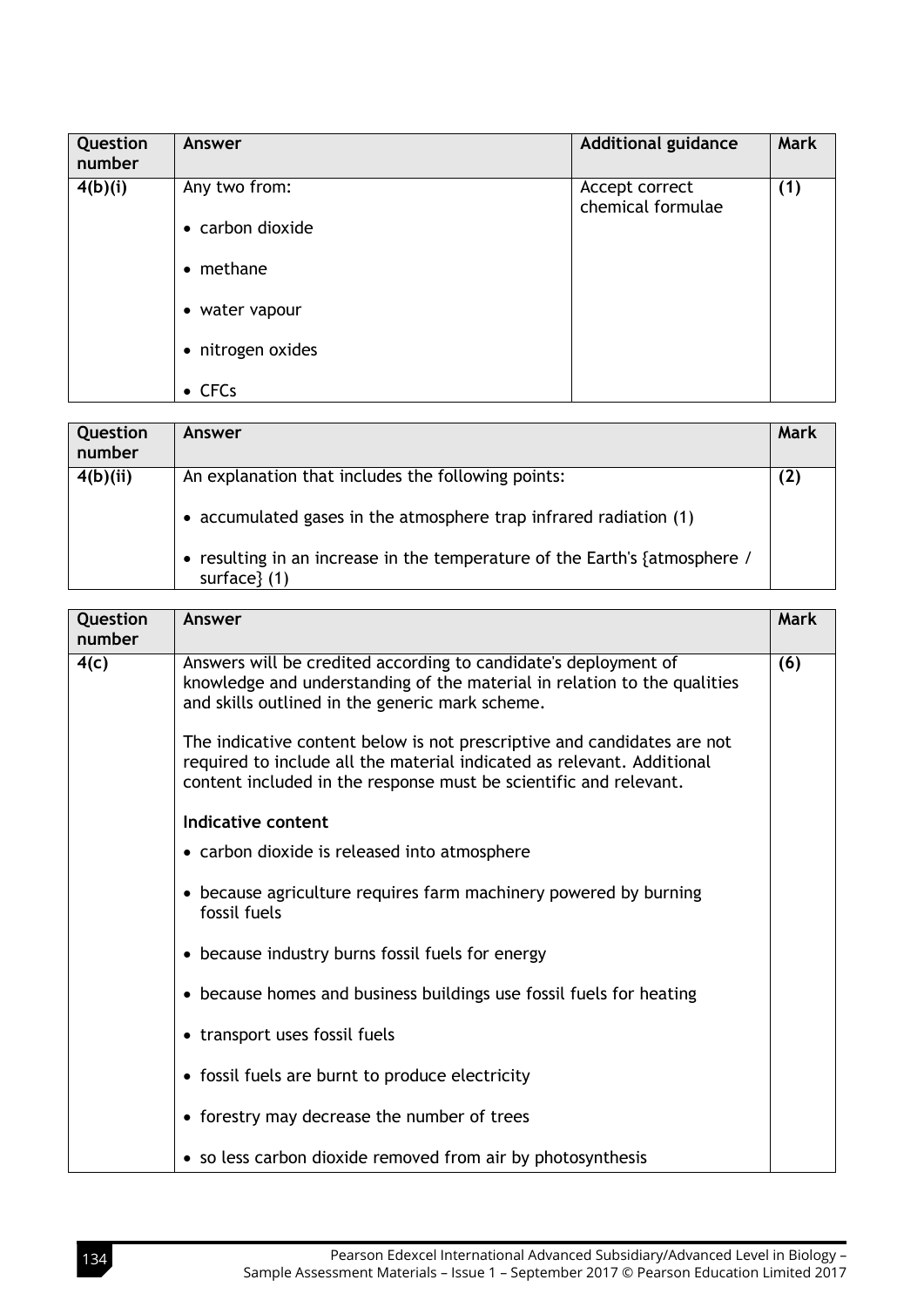| Question number | Answer | Additional guidance | Mark |
|---|---|---|---|
| 4(b)(i) | Any two from:<br>• carbon dioxide<br>• methane<br>• water vapour<br>• nitrogen oxides<br>• CFCs | Accept correct chemical formulae | (1) |

| Question number | Answer | Mark |
|---|---|---|
| 4(b)(ii) | An explanation that includes the following points:<br>• accumulated gases in the atmosphere trap infrared radiation (1)<br>• resulting in an increase in the temperature of the Earth's {atmosphere / surface} (1) | (2) |

| Question number | Answer | Mark |
|---|---|---|
| 4(c) | Answers will be credited according to candidate's deployment of knowledge and understanding of the material in relation to the qualities and skills outlined in the generic mark scheme.<br><br>The indicative content below is not prescriptive and candidates are not required to include all the material indicated as relevant. Additional content included in the response must be scientific and relevant.<br><br>**Indicative content**<br>• carbon dioxide is released into atmosphere<br>• because agriculture requires farm machinery powered by burning fossil fuels<br>• because industry burns fossil fuels for energy<br>• because homes and business buildings use fossil fuels for heating<br>• transport uses fossil fuels<br>• fossil fuels are burnt to produce electricity<br>• forestry may decrease the number of trees<br>• so less carbon dioxide removed from air by photosynthesis | (6) |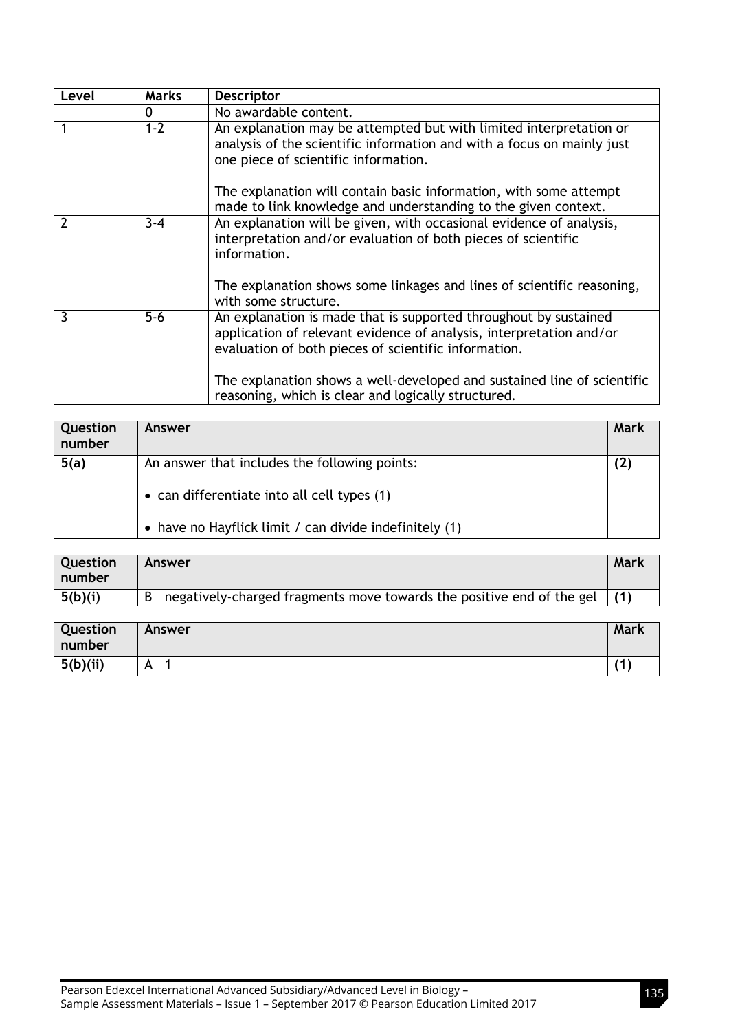| Level | Marks | Descriptor |
|---|---|---|
| | 0 | No awardable content. |
| 1 | 1-2 | An explanation may be attempted but with limited interpretation or analysis of the scientific information and with a focus on mainly just one piece of scientific information.<br><br>The explanation will contain basic information, with some attempt made to link knowledge and understanding to the given context. |
| 2 | 3-4 | An explanation will be given, with occasional evidence of analysis, interpretation and/or evaluation of both pieces of scientific information.<br><br>The explanation shows some linkages and lines of scientific reasoning, with some structure. |
| 3 | 5-6 | An explanation is made that is supported throughout by sustained application of relevant evidence of analysis, interpretation and/or evaluation of both pieces of scientific information.<br><br>The explanation shows a well-developed and sustained line of scientific reasoning, which is clear and logically structured. |

| Question number | Answer | Mark |
|---|---|---|
| 5(a) | An answer that includes the following points:<br><br>• can differentiate into all cell types (1)<br><br>• have no Hayflick limit / can divide indefinitely (1) | (2) |

| Question number | Answer | Mark |
|---|---|---|
| 5(b)(i) | B negatively-charged fragments move towards the positive end of the gel | (1) |

| Question number | Answer | Mark |
|---|---|---|
| 5(b)(ii) | A 1 | (1) |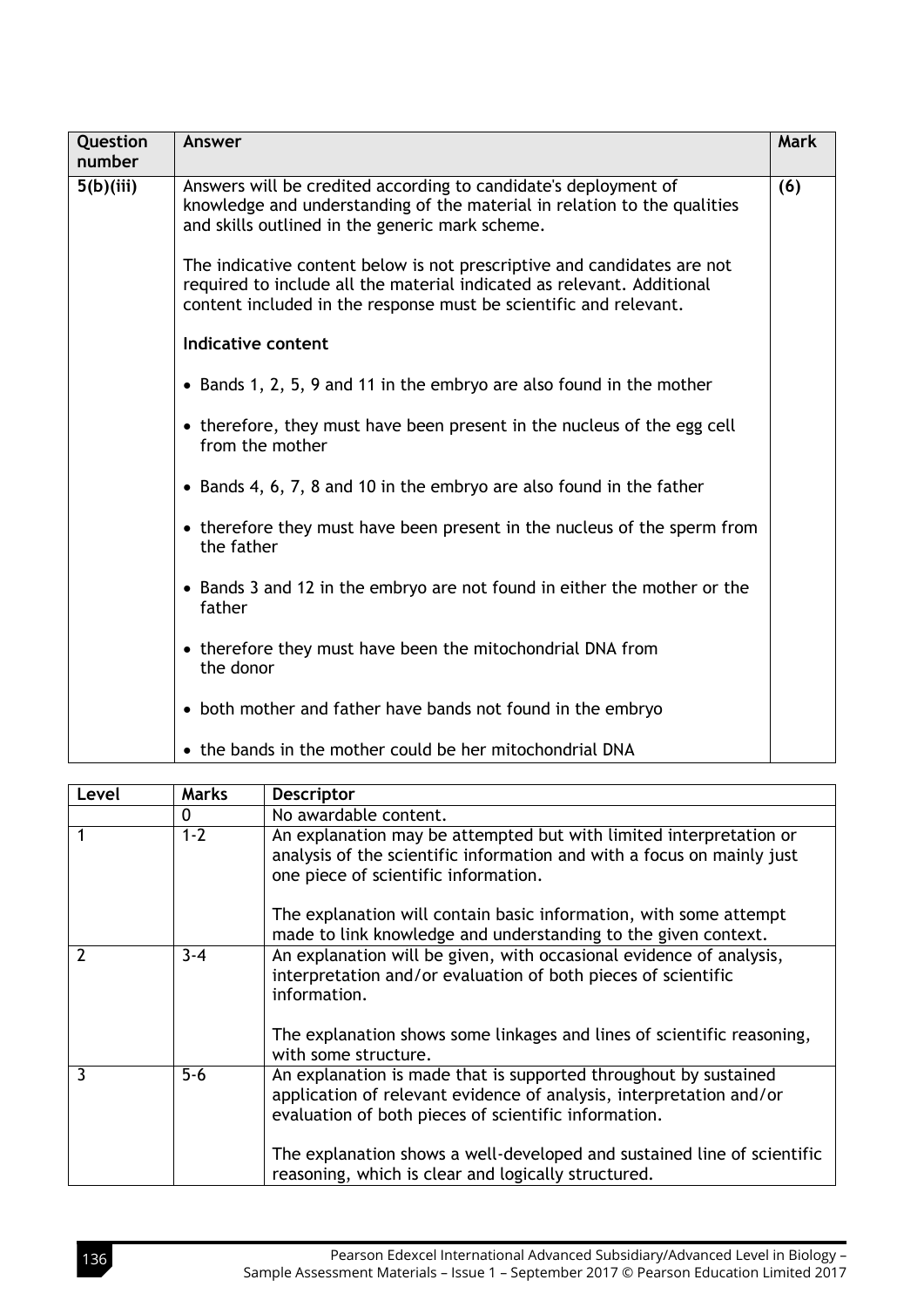| Question number | Answer | Mark |
|---|---|---|
| 5(b)(iii) | Answers will be credited according to candidate's deployment of knowledge and understanding of the material in relation to the qualities and skills outlined in the generic mark scheme.<br><br>The indicative content below is not prescriptive and candidates are not required to include all the material indicated as relevant. Additional content included in the response must be scientific and relevant.<br><br>**Indicative content**<br><br>• Bands 1, 2, 5, 9 and 11 in the embryo are also found in the mother<br><br>• therefore, they must have been present in the nucleus of the egg cell from the mother<br><br>• Bands 4, 6, 7, 8 and 10 in the embryo are also found in the father<br><br>• therefore they must have been present in the nucleus of the sperm from the father<br><br>• Bands 3 and 12 in the embryo are not found in either the mother or the father<br><br>• therefore they must have been the mitochondrial DNA from the donor<br><br>• both mother and father have bands not found in the embryo<br><br>• the bands in the mother could be her mitochondrial DNA | (6) |

| Level | Marks | Descriptor |
|---|---|---|
| | 0 | No awardable content. |
| 1 | 1-2 | An explanation may be attempted but with limited interpretation or analysis of the scientific information and with a focus on mainly just one piece of scientific information.<br><br>The explanation will contain basic information, with some attempt made to link knowledge and understanding to the given context. |
| 2 | 3-4 | An explanation will be given, with occasional evidence of analysis, interpretation and/or evaluation of both pieces of scientific information.<br><br>The explanation shows some linkages and lines of scientific reasoning, with some structure. |
| 3 | 5-6 | An explanation is made that is supported throughout by sustained application of relevant evidence of analysis, interpretation and/or evaluation of both pieces of scientific information.<br><br>The explanation shows a well-developed and sustained line of scientific reasoning, which is clear and logically structured. |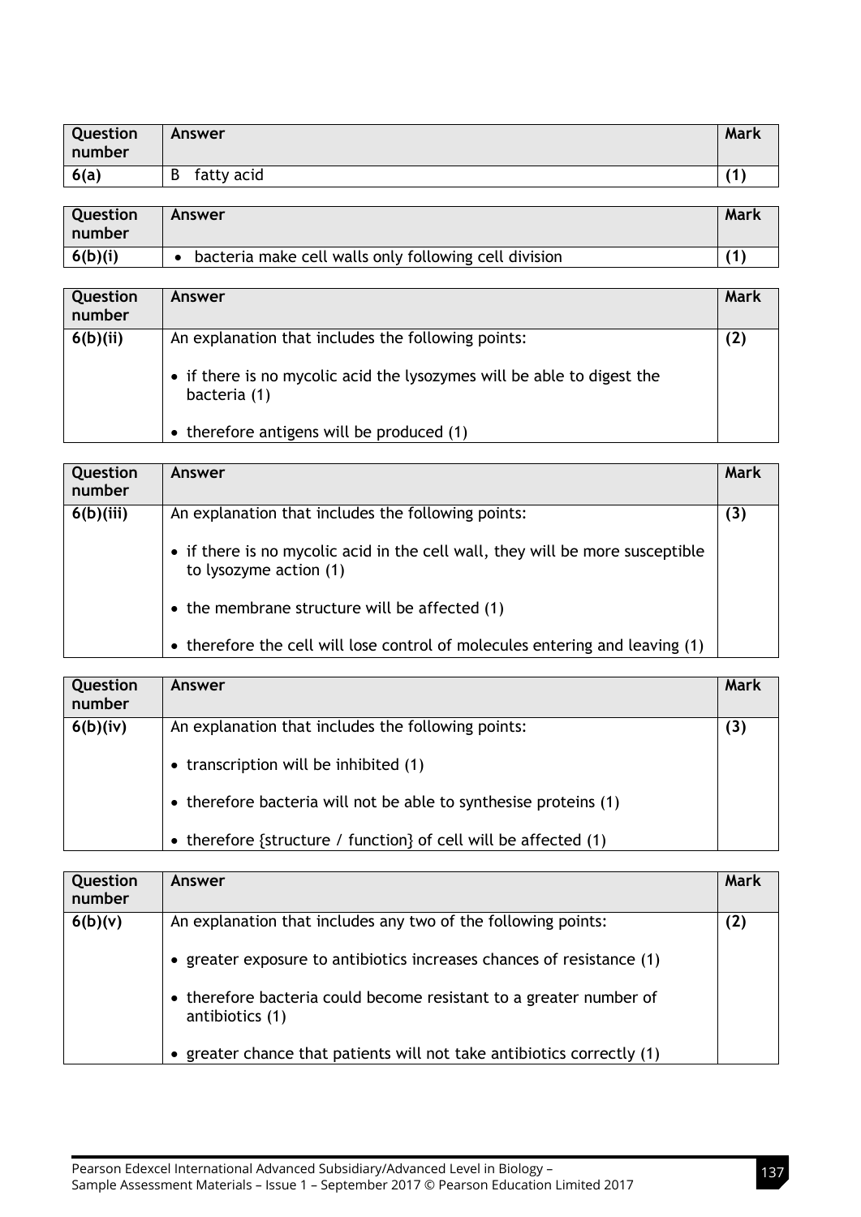| Question number | Answer | Mark |
|---|---|---|
| 6(a) | B fatty acid | (1) |

| Question number | Answer | Mark |
|---|---|---|
| 6(b)(i) | • bacteria make cell walls only following cell division | (1) |

| Question number | Answer | Mark |
|---|---|---|
| 6(b)(ii) | An explanation that includes the following points:<br><br>• if there is no mycolic acid the lysozymes will be able to digest the bacteria (1)<br><br>• therefore antigens will be produced (1) | (2) |

| Question number | Answer | Mark |
|---|---|---|
| 6(b)(iii) | An explanation that includes the following points:<br><br>• if there is no mycolic acid in the cell wall, they will be more susceptible to lysozyme action (1)<br><br>• the membrane structure will be affected (1)<br><br>• therefore the cell will lose control of molecules entering and leaving (1) | (3) |

| Question number | Answer | Mark |
|---|---|---|
| 6(b)(iv) | An explanation that includes the following points:<br><br>• transcription will be inhibited (1)<br><br>• therefore bacteria will not be able to synthesise proteins (1)<br><br>• therefore {structure / function} of cell will be affected (1) | (3) |

| Question number | Answer | Mark |
|---|---|---|
| 6(b)(v) | An explanation that includes any two of the following points:<br><br>• greater exposure to antibiotics increases chances of resistance (1)<br><br>• therefore bacteria could become resistant to a greater number of antibiotics (1)<br><br>• greater chance that patients will not take antibiotics correctly (1) | (2) |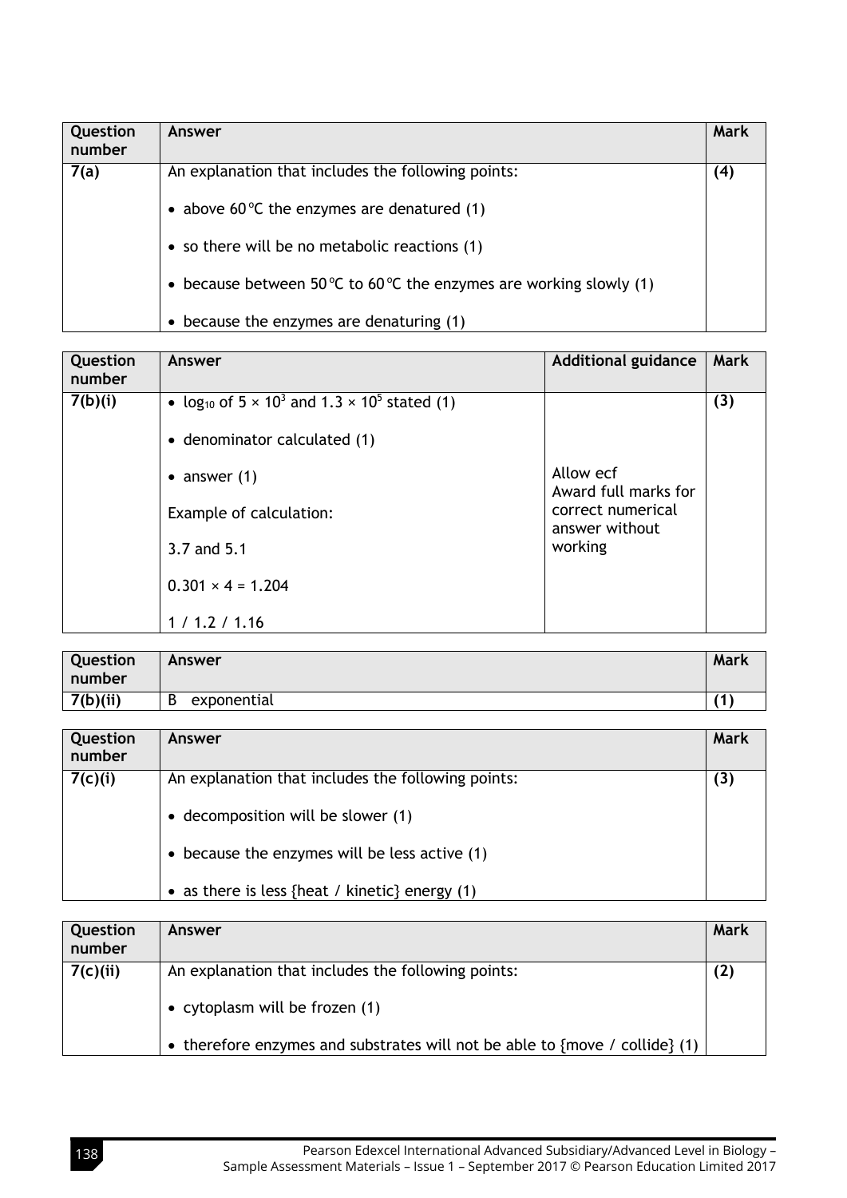| Question number | Answer | Mark |
|---|---|---|
| 7(a) | An explanation that includes the following points:<br><br>• above 60 °C the enzymes are denatured (1)<br><br>• so there will be no metabolic reactions (1)<br><br>• because between 50 °C to 60 °C the enzymes are working slowly (1)<br><br>• because the enzymes are denaturing (1) | (4) |

| Question number | Answer | Additional guidance | Mark |
|---|---|---|---|
| 7(b)(i) | • $\log_{10}$ of $5 \times 10^3$ and $1.3 \times 10^5$ stated (1)<br><br>• denominator calculated (1)<br><br>• answer (1)<br><br>Example of calculation:<br><br>3.7 and 5.1<br><br>$0.301 \times 4 = 1.204$<br><br>1 / 1.2 / 1.16 | Allow ecf<br>Award full marks for correct numerical answer without working | (3) |

| Question number | Answer | Mark |
|---|---|---|
| 7(b)(ii) | B exponential | (1) |

| Question number | Answer | Mark |
|---|---|---|
| 7(c)(i) | An explanation that includes the following points:<br><br>• decomposition will be slower (1)<br><br>• because the enzymes will be less active (1)<br><br>• as there is less {heat / kinetic} energy (1) | (3) |

| Question number | Answer | Mark |
|---|---|---|
| 7(c)(ii) | An explanation that includes the following points:<br><br>• cytoplasm will be frozen (1)<br><br>• therefore enzymes and substrates will not be able to {move / collide} (1) | (2) |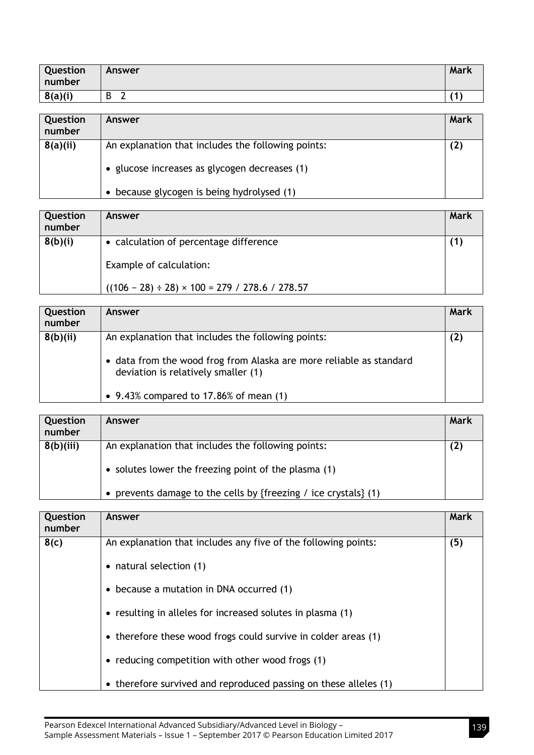| Question number | Answer | Mark |
|---|---|---|
| 8(a)(i) | B 2 | (1) |

| Question number | Answer | Mark |
|---|---|---|
| 8(a)(ii) | An explanation that includes the following points:<br><br>• glucose increases as glycogen decreases (1)<br><br>• because glycogen is being hydrolysed (1) | (2) |

| Question number | Answer | Mark |
|---|---|---|
| 8(b)(i) | • calculation of percentage difference<br><br>Example of calculation:<br><br>$((106 - 28) \div 28) \times 100 = 279$ / 278.6 / 278.57 | (1) |

| Question number | Answer | Mark |
|---|---|---|
| 8(b)(ii) | An explanation that includes the following points:<br><br>• data from the wood frog from Alaska are more reliable as standard deviation is relatively smaller (1)<br><br>• 9.43% compared to 17.86% of mean (1) | (2) |

| Question number | Answer | Mark |
|---|---|---|
| 8(b)(iii) | An explanation that includes the following points:<br><br>• solutes lower the freezing point of the plasma (1)<br><br>• prevents damage to the cells by {freezing / ice crystals} (1) | (2) |

| Question number | Answer | Mark |
|---|---|---|
| 8(c) | An explanation that includes any five of the following points:<br><br>• natural selection (1)<br><br>• because a mutation in DNA occurred (1)<br><br>• resulting in alleles for increased solutes in plasma (1)<br><br>• therefore these wood frogs could survive in colder areas (1)<br><br>• reducing competition with other wood frogs (1)<br><br>• therefore survived and reproduced passing on these alleles (1) | (5) |